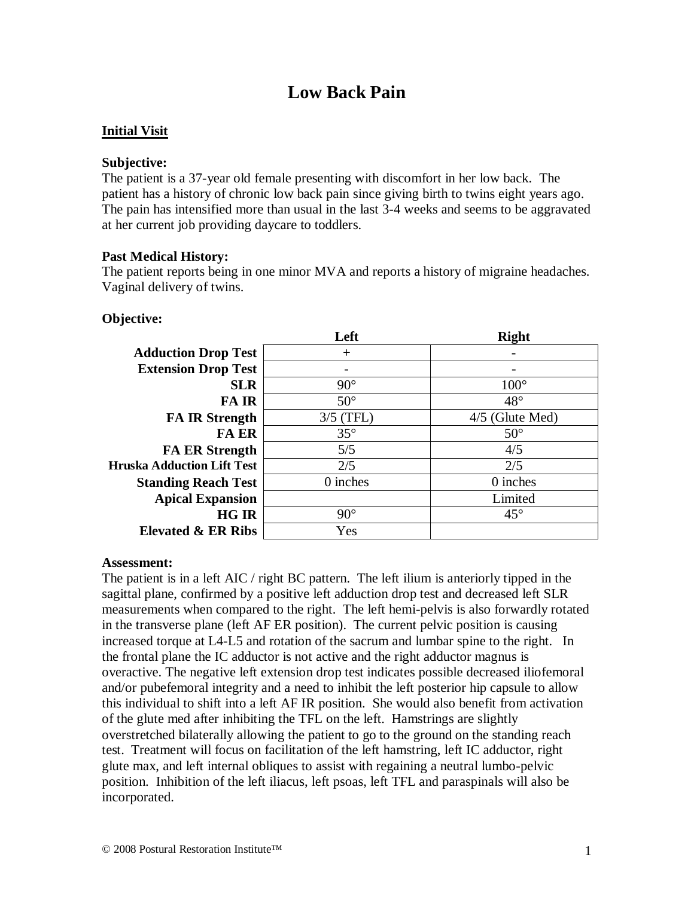# Low Back Pain

## Initial Visit

**Subjective:**
The patient is a 37-year old female presenting with discomfort in her low back. The patient has a history of chronic low back pain since giving birth to twins eight years ago. The pain has intensified more than usual in the last 3-4 weeks and seems to be aggravated at her current job providing daycare to toddlers.

**Past Medical History:**
The patient reports being in one minor MVA and reports a history of migraine headaches. Vaginal delivery of twins.

**Objective:**

| | Left | Right |
|---|---|---|
| **Adduction Drop Test** | + | - |
| **Extension Drop Test** | - | - |
| **SLR** | 90° | 100° |
| **FA IR** | 50° | 48° |
| **FA IR Strength** | 3/5 (TFL) | 4/5 (Glute Med) |
| **FA ER** | 35° | 50° |
| **FA ER Strength** | 5/5 | 4/5 |
| **Hruska Adduction Lift Test** | 2/5 | 2/5 |
| **Standing Reach Test** | 0 inches | 0 inches |
| **Apical Expansion** | | Limited |
| **HG IR** | 90° | 45° |
| **Elevated & ER Ribs** | Yes | |

**Assessment:**
The patient is in a left AIC / right BC pattern. The left ilium is anteriorly tipped in the sagittal plane, confirmed by a positive left adduction drop test and decreased left SLR measurements when compared to the right. The left hemi-pelvis is also forwardly rotated in the transverse plane (left AF ER position). The current pelvic position is causing increased torque at L4-L5 and rotation of the sacrum and lumbar spine to the right. In the frontal plane the IC adductor is not active and the right adductor magnus is overactive. The negative left extension drop test indicates possible decreased iliofemoral and/or pubefemoral integrity and a need to inhibit the left posterior hip capsule to allow this individual to shift into a left AF IR position. She would also benefit from activation of the glute med after inhibiting the TFL on the left. Hamstrings are slightly overstretched bilaterally allowing the patient to go to the ground on the standing reach test. Treatment will focus on facilitation of the left hamstring, left IC adductor, right glute max, and left internal obliques to assist with regaining a neutral lumbo-pelvic position. Inhibition of the left iliacus, left psoas, left TFL and paraspinals will also be incorporated.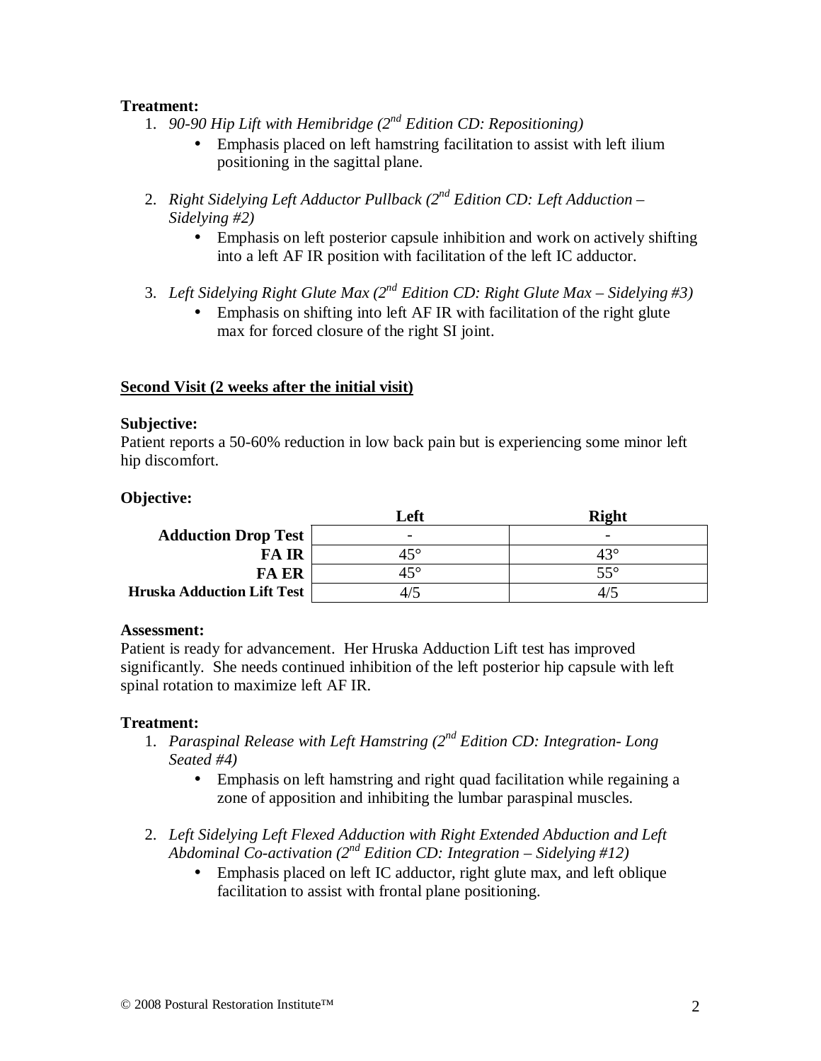**Treatment:**

1. *90-90 Hip Lift with Hemibridge (2nd Edition CD: Repositioning)*
   - Emphasis placed on left hamstring facilitation to assist with left ilium positioning in the sagittal plane.

2. *Right Sidelying Left Adductor Pullback (2nd Edition CD: Left Adduction – Sidelying #2)*
   - Emphasis on left posterior capsule inhibition and work on actively shifting into a left AF IR position with facilitation of the left IC adductor.

3. *Left Sidelying Right Glute Max (2nd Edition CD: Right Glute Max – Sidelying #3)*
   - Emphasis on shifting into left AF IR with facilitation of the right glute max for forced closure of the right SI joint.

**Second Visit (2 weeks after the initial visit)**

**Subjective:**
Patient reports a 50-60% reduction in low back pain but is experiencing some minor left hip discomfort.

**Objective:**

| | Left | Right |
|---|---|---|
| **Adduction Drop Test** | - | - |
| **FA IR** | 45° | 43° |
| **FA ER** | 45° | 55° |
| **Hruska Adduction Lift Test** | 4/5 | 4/5 |

**Assessment:**
Patient is ready for advancement. Her Hruska Adduction Lift test has improved significantly. She needs continued inhibition of the left posterior hip capsule with left spinal rotation to maximize left AF IR.

**Treatment:**

1. *Paraspinal Release with Left Hamstring (2nd Edition CD: Integration- Long Seated #4)*
   - Emphasis on left hamstring and right quad facilitation while regaining a zone of apposition and inhibiting the lumbar paraspinal muscles.

2. *Left Sidelying Left Flexed Adduction with Right Extended Abduction and Left Abdominal Co-activation (2nd Edition CD: Integration – Sidelying #12)*
   - Emphasis placed on left IC adductor, right glute max, and left oblique facilitation to assist with frontal plane positioning.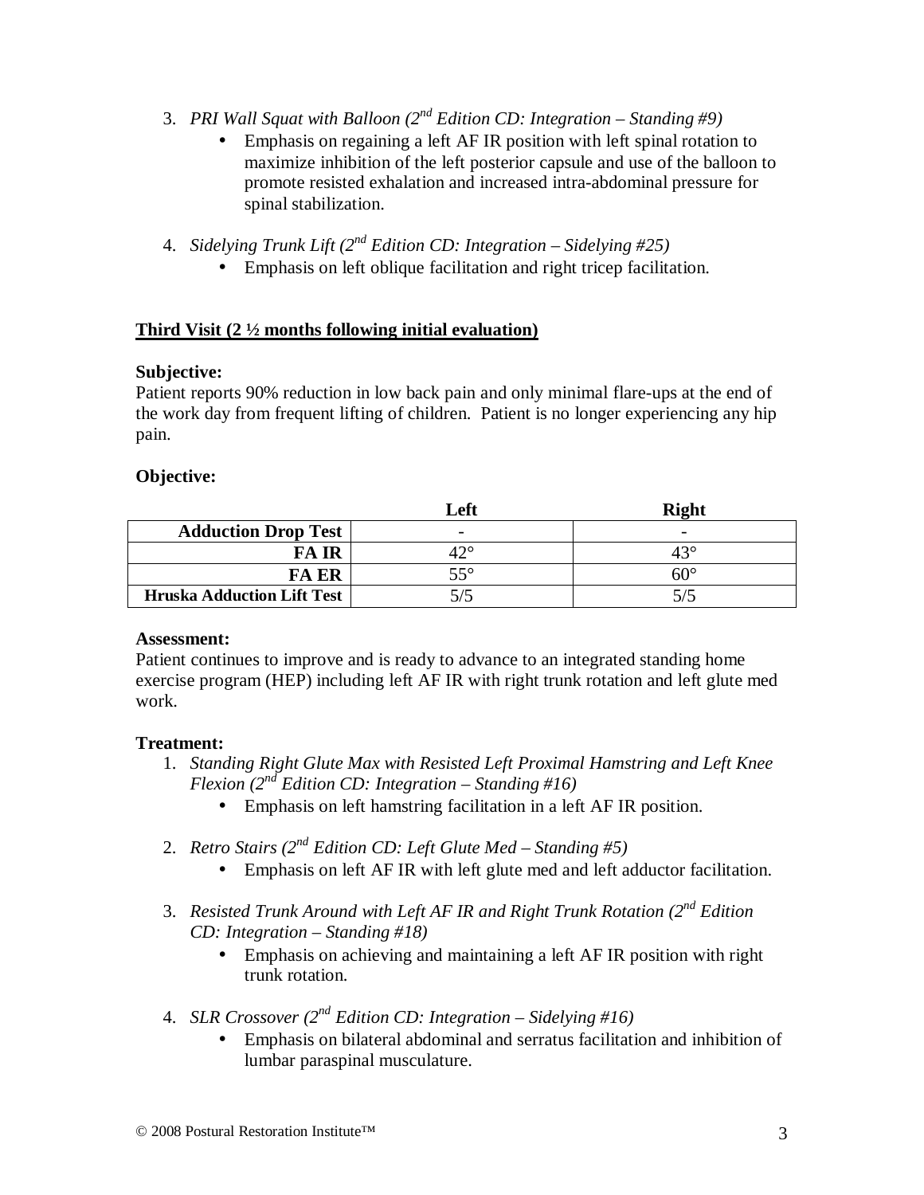3. *PRI Wall Squat with Balloon (2nd Edition CD: Integration – Standing #9)*
    - Emphasis on regaining a left AF IR position with left spinal rotation to maximize inhibition of the left posterior capsule and use of the balloon to promote resisted exhalation and increased intra-abdominal pressure for spinal stabilization.

4. *Sidelying Trunk Lift (2nd Edition CD: Integration – Sidelying #25)*
    - Emphasis on left oblique facilitation and right tricep facilitation.

**Third Visit (2 ½ months following initial evaluation)**

**Subjective:**
Patient reports 90% reduction in low back pain and only minimal flare-ups at the end of the work day from frequent lifting of children. Patient is no longer experiencing any hip pain.

**Objective:**

| | Left | Right |
|---|---|---|
| **Adduction Drop Test** | - | - |
| **FA IR** | 42° | 43° |
| **FA ER** | 55° | 60° |
| **Hruska Adduction Lift Test** | 5/5 | 5/5 |

**Assessment:**
Patient continues to improve and is ready to advance to an integrated standing home exercise program (HEP) including left AF IR with right trunk rotation and left glute med work.

**Treatment:**

1. *Standing Right Glute Max with Resisted Left Proximal Hamstring and Left Knee Flexion (2nd Edition CD: Integration – Standing #16)*
    - Emphasis on left hamstring facilitation in a left AF IR position.

2. *Retro Stairs (2nd Edition CD: Left Glute Med – Standing #5)*
    - Emphasis on left AF IR with left glute med and left adductor facilitation.

3. *Resisted Trunk Around with Left AF IR and Right Trunk Rotation (2nd Edition CD: Integration – Standing #18)*
    - Emphasis on achieving and maintaining a left AF IR position with right trunk rotation.

4. *SLR Crossover (2nd Edition CD: Integration – Sidelying #16)*
    - Emphasis on bilateral abdominal and serratus facilitation and inhibition of lumbar paraspinal musculature.

© 2008 Postural Restoration Institute™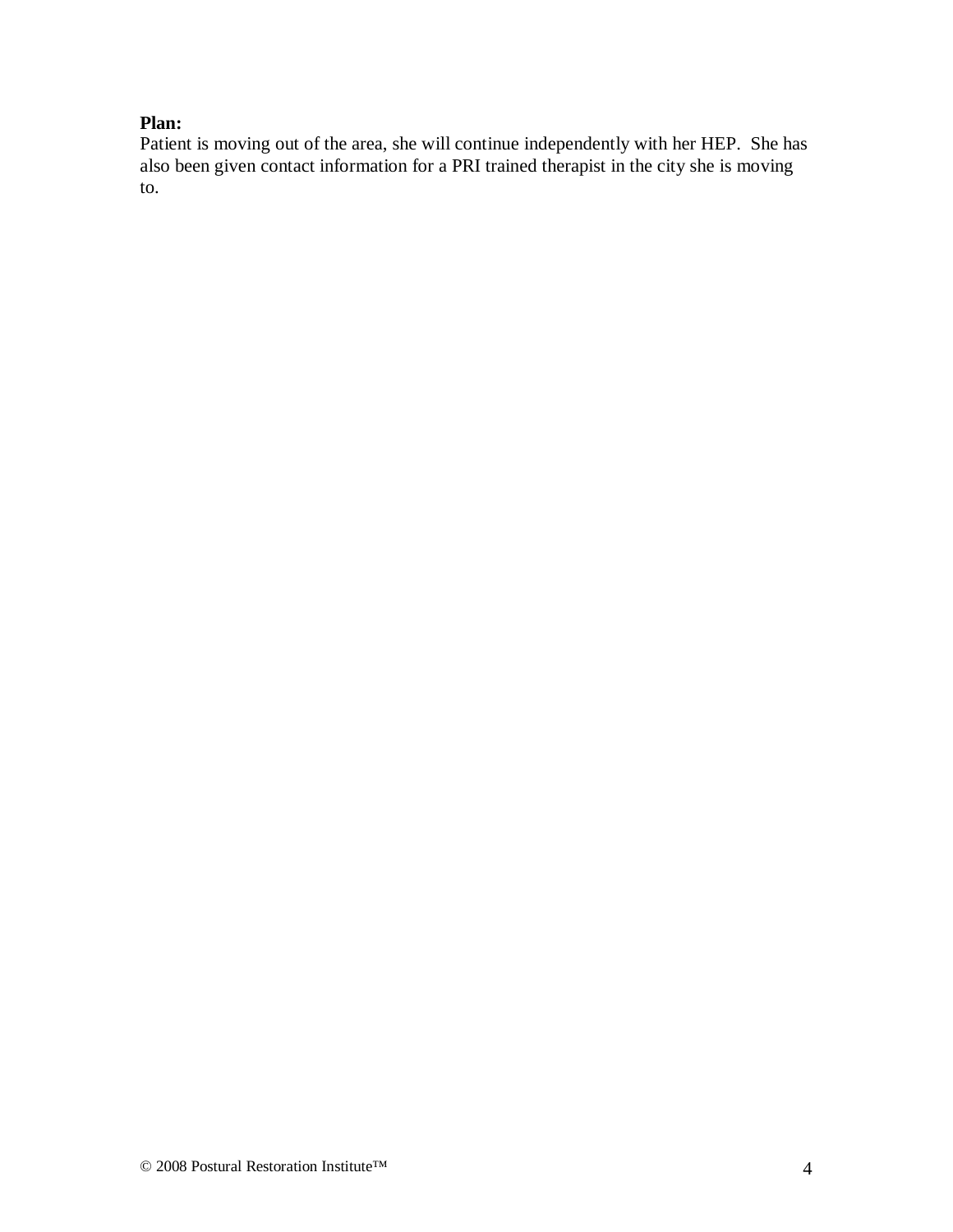**Plan:**
Patient is moving out of the area, she will continue independently with her HEP. She has also been given contact information for a PRI trained therapist in the city she is moving to.